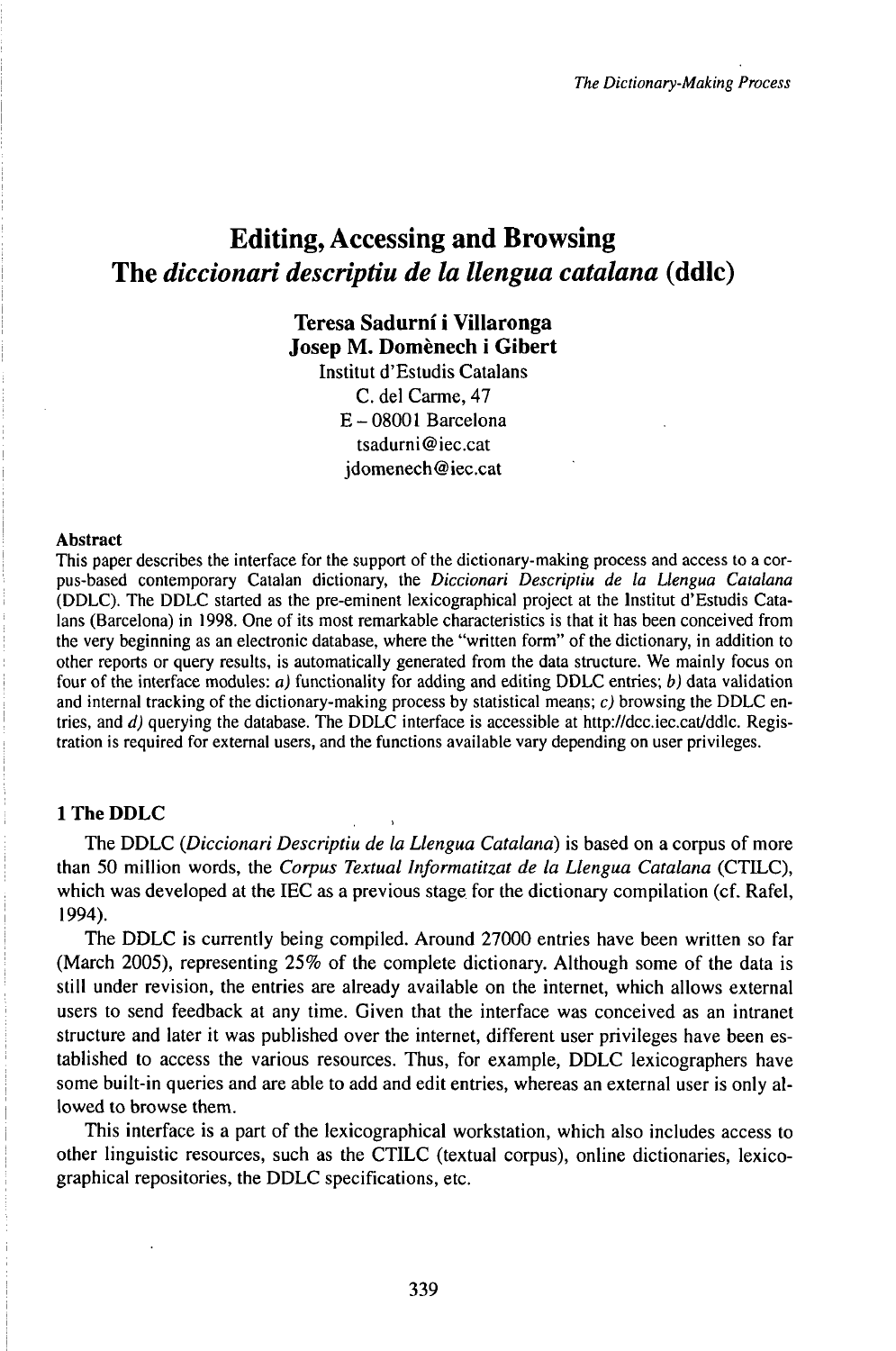# Editing, Accessing and Browsing The *diccionari descriptiu de la llengua catalana* (ddlc)

**Teresa Sadurní i Villaronga**
**Josep M. Domènech i Gibert**
Institut d'Estudis Catalans
C. del Carme, 47
E – 08001 Barcelona
tsadurni@iec.cat
jdomenech@iec.cat

### Abstract

This paper describes the interface for the support of the dictionary-making process and access to a corpus-based contemporary Catalan dictionary, the *Diccionari Descriptiu de la Llengua Catalana* (DDLC). The DDLC started as the pre-eminent lexicographical project at the Institut d'Estudis Catalans (Barcelona) in 1998. One of its most remarkable characteristics is that it has been conceived from the very beginning as an electronic database, where the "written form" of the dictionary, in addition to other reports or query results, is automatically generated from the data structure. We mainly focus on four of the interface modules: *a)* functionality for adding and editing DDLC entries; *b)* data validation and internal tracking of the dictionary-making process by statistical means; *c)* browsing the DDLC entries, and *d)* querying the database. The DDLC interface is accessible at http://dcc.iec.cat/ddlc. Registration is required for external users, and the functions available vary depending on user privileges.

## 1 The DDLC

The DDLC (*Diccionari Descriptiu de la Llengua Catalana*) is based on a corpus of more than 50 million words, the *Corpus Textual Informatitzat de la Llengua Catalana* (CTILC), which was developed at the IEC as a previous stage for the dictionary compilation (cf. Rafel, 1994).

The DDLC is currently being compiled. Around 27000 entries have been written so far (March 2005), representing 25% of the complete dictionary. Although some of the data is still under revision, the entries are already available on the internet, which allows external users to send feedback at any time. Given that the interface was conceived as an intranet structure and later it was published over the internet, different user privileges have been established to access the various resources. Thus, for example, DDLC lexicographers have some built-in queries and are able to add and edit entries, whereas an external user is only allowed to browse them.

This interface is a part of the lexicographical workstation, which also includes access to other linguistic resources, such as the CTILC (textual corpus), online dictionaries, lexicographical repositories, the DDLC specifications, etc.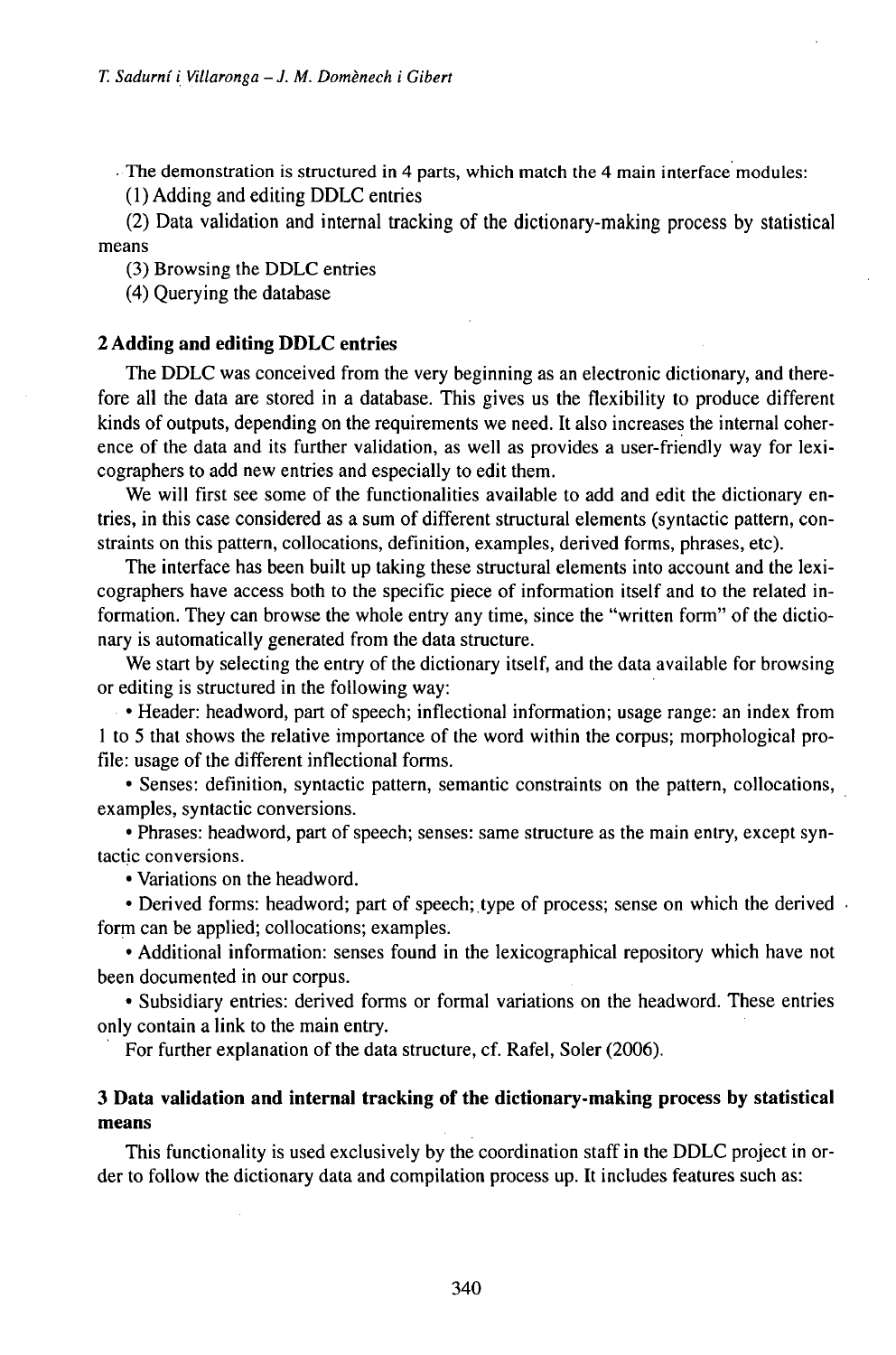The demonstration is structured in 4 parts, which match the 4 main interface modules:

(1) Adding and editing DDLC entries

(2) Data validation and internal tracking of the dictionary-making process by statistical means

(3) Browsing the DDLC entries

(4) Querying the database

## 2 Adding and editing DDLC entries

The DDLC was conceived from the very beginning as an electronic dictionary, and therefore all the data are stored in a database. This gives us the flexibility to produce different kinds of outputs, depending on the requirements we need. It also increases the internal coherence of the data and its further validation, as well as provides a user-friendly way for lexicographers to add new entries and especially to edit them.

We will first see some of the functionalities available to add and edit the dictionary entries, in this case considered as a sum of different structural elements (syntactic pattern, constraints on this pattern, collocations, definition, examples, derived forms, phrases, etc).

The interface has been built up taking these structural elements into account and the lexicographers have access both to the specific piece of information itself and to the related information. They can browse the whole entry any time, since the "written form" of the dictionary is automatically generated from the data structure.

We start by selecting the entry of the dictionary itself, and the data available for browsing or editing is structured in the following way:

- Header: headword, part of speech; inflectional information; usage range: an index from 1 to 5 that shows the relative importance of the word within the corpus; morphological profile: usage of the different inflectional forms.
- Senses: definition, syntactic pattern, semantic constraints on the pattern, collocations, examples, syntactic conversions.
- Phrases: headword, part of speech; senses: same structure as the main entry, except syntactic conversions.
- Variations on the headword.
- Derived forms: headword; part of speech; type of process; sense on which the derived form can be applied; collocations; examples.
- Additional information: senses found in the lexicographical repository which have not been documented in our corpus.
- Subsidiary entries: derived forms or formal variations on the headword. These entries only contain a link to the main entry.

For further explanation of the data structure, cf. Rafel, Soler (2006).

## 3 Data validation and internal tracking of the dictionary-making process by statistical means

This functionality is used exclusively by the coordination staff in the DDLC project in order to follow the dictionary data and compilation process up. It includes features such as: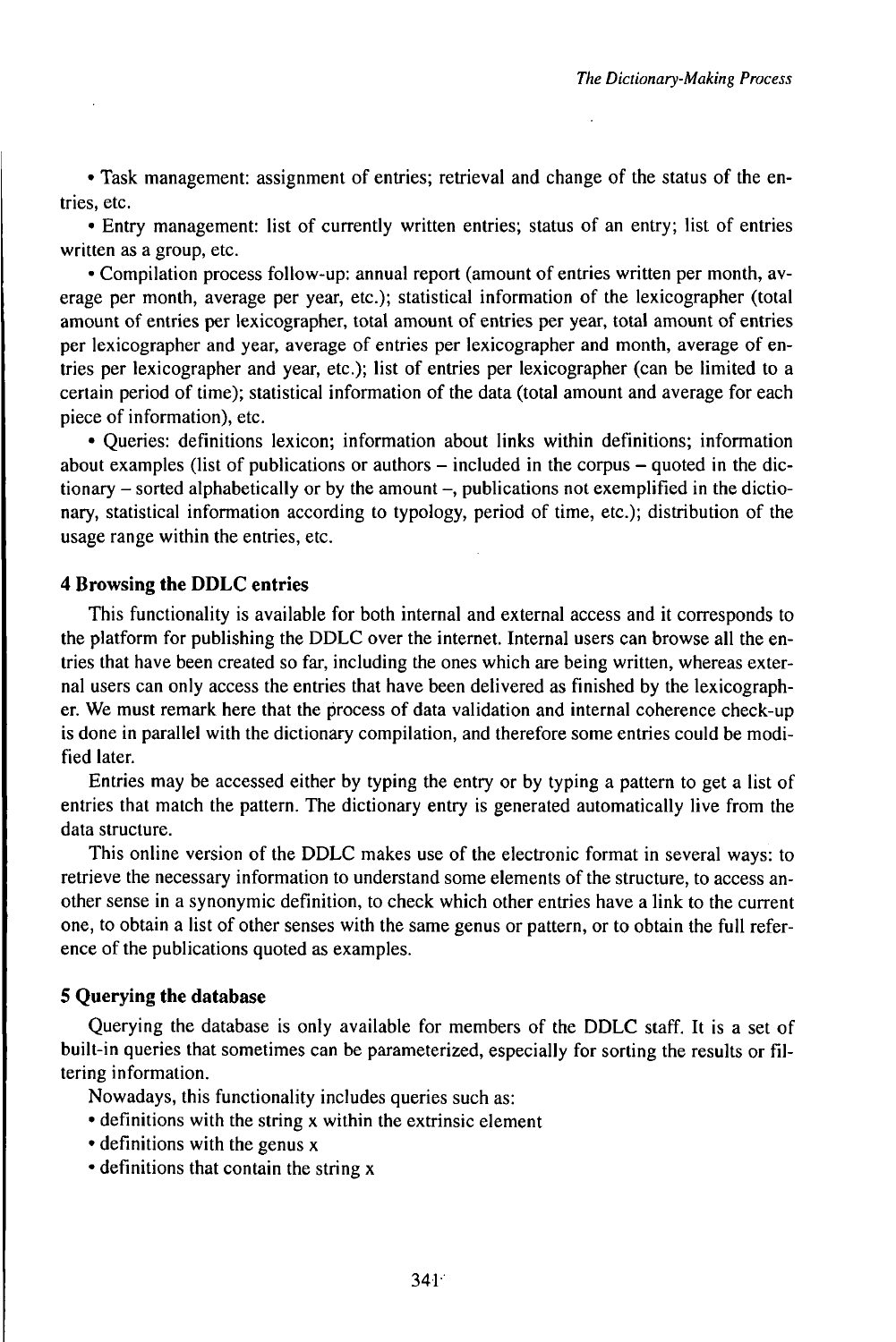• Task management: assignment of entries; retrieval and change of the status of the entries, etc.

• Entry management: list of currently written entries; status of an entry; list of entries written as a group, etc.

• Compilation process follow-up: annual report (amount of entries written per month, average per month, average per year, etc.); statistical information of the lexicographer (total amount of entries per lexicographer, total amount of entries per year, total amount of entries per lexicographer and year, average of entries per lexicographer and month, average of entries per lexicographer and year, etc.); list of entries per lexicographer (can be limited to a certain period of time); statistical information of the data (total amount and average for each piece of information), etc.

• Queries: definitions lexicon; information about links within definitions; information about examples (list of publications or authors – included in the corpus – quoted in the dictionary – sorted alphabetically or by the amount –, publications not exemplified in the dictionary, statistical information according to typology, period of time, etc.); distribution of the usage range within the entries, etc.

## 4 Browsing the DDLC entries

This functionality is available for both internal and external access and it corresponds to the platform for publishing the DDLC over the internet. Internal users can browse all the entries that have been created so far, including the ones which are being written, whereas external users can only access the entries that have been delivered as finished by the lexicographer. We must remark here that the process of data validation and internal coherence check-up is done in parallel with the dictionary compilation, and therefore some entries could be modified later.

Entries may be accessed either by typing the entry or by typing a pattern to get a list of entries that match the pattern. The dictionary entry is generated automatically live from the data structure.

This online version of the DDLC makes use of the electronic format in several ways: to retrieve the necessary information to understand some elements of the structure, to access another sense in a synonymic definition, to check which other entries have a link to the current one, to obtain a list of other senses with the same genus or pattern, or to obtain the full reference of the publications quoted as examples.

## 5 Querying the database

Querying the database is only available for members of the DDLC staff. It is a set of built-in queries that sometimes can be parameterized, especially for sorting the results or filtering information.

Nowadays, this functionality includes queries such as:

- definitions with the string x within the extrinsic element
- definitions with the genus x
- definitions that contain the string x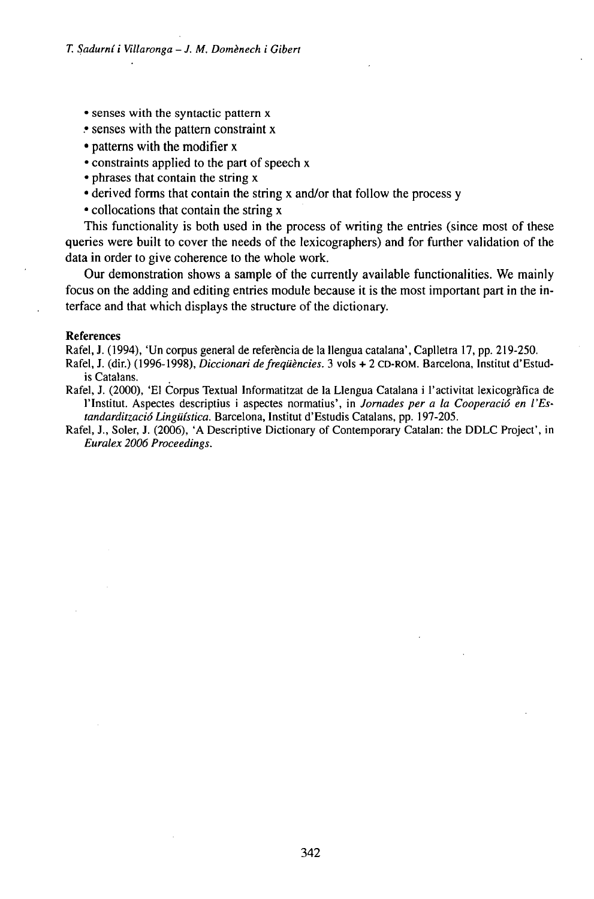- senses with the syntactic pattern x
- senses with the pattern constraint x
- patterns with the modifier x
- constraints applied to the part of speech x
- phrases that contain the string x
- derived forms that contain the string x and/or that follow the process y
- collocations that contain the string x

This functionality is both used in the process of writing the entries (since most of these queries were built to cover the needs of the lexicographers) and for further validation of the data in order to give coherence to the whole work.

Our demonstration shows a sample of the currently available functionalities. We mainly focus on the adding and editing entries module because it is the most important part in the interface and that which displays the structure of the dictionary.

**References**

Rafel, J. (1994), 'Un corpus general de referència de la llengua catalana', Caplletra 17, pp. 219-250.

Rafel, J. (dir.) (1996-1998), *Diccionari de freqüències*. 3 vols + 2 CD-ROM. Barcelona, Institut d'Estudis Catalans.

Rafel, J. (2000), 'El Corpus Textual Informatitzat de la Llengua Catalana i l'activitat lexicogràfica de l'Institut. Aspectes descriptius i aspectes normatius', in *Jornades per a la Cooperació en l'Estandardització Lingüística*. Barcelona, Institut d'Estudis Catalans, pp. 197-205.

Rafel, J., Soler, J. (2006), 'A Descriptive Dictionary of Contemporary Catalan: the DDLC Project', in *Euralex 2006 Proceedings*.